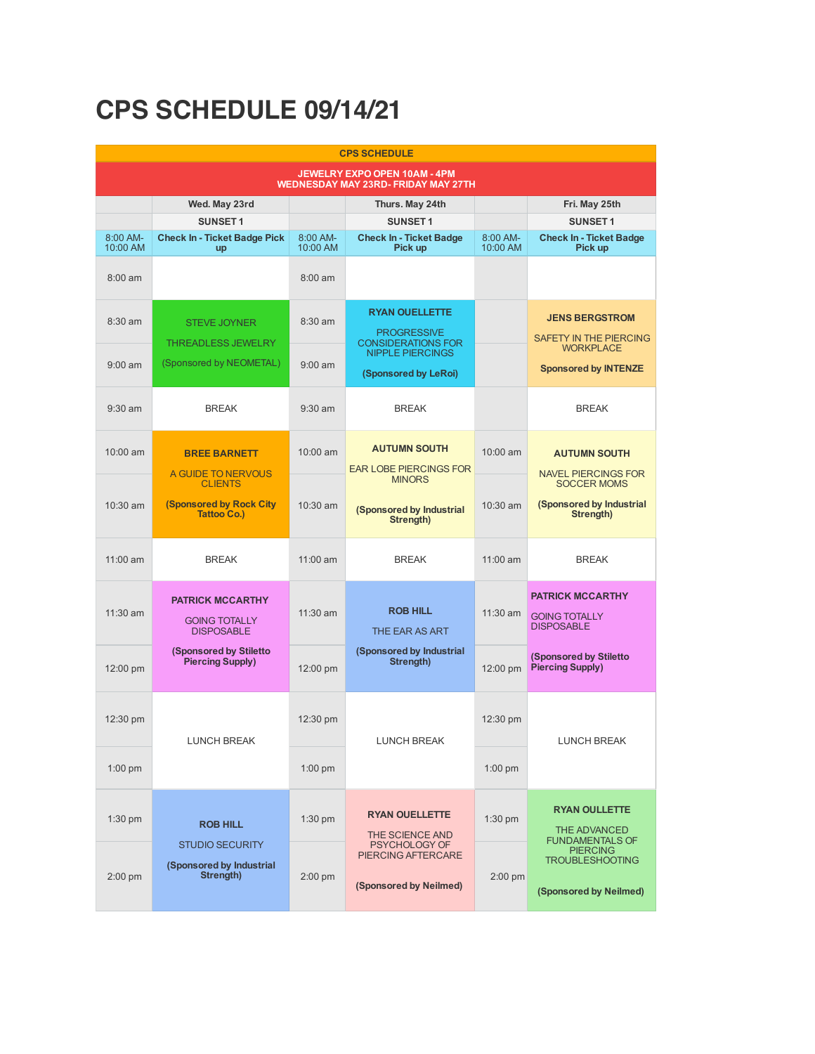# CPS SCHEDULE 09/14/21

| CPS SCHEDULE | | | | | |
|---|---|---|---|---|---|
| **JEWELRY EXPO OPEN 10AM - 4PM WEDNESDAY MAY 23RD- FRIDAY MAY 27TH** | | | | | |
| | **Wed. May 23rd** | | **Thurs. May 24th** | | **Fri. May 25th** |
| | **SUNSET 1** | | **SUNSET 1** | | **SUNSET 1** |
| 8:00 AM-10:00 AM | **Check In - Ticket Badge Pick up** | 8:00 AM-10:00 AM | **Check In - Ticket Badge Pick up** | 8:00 AM-10:00 AM | **Check In - Ticket Badge Pick up** |
| 8:00 am | | 8:00 am | | | |
| 8:30 am | STEVE JOYNER THREADLESS JEWELRY (Sponsored by NEOMETAL) | 8:30 am | **RYAN OUELLETTE** PROGRESSIVE CONSIDERATIONS FOR NIPPLE PIERCINGS **(Sponsored by LeRoi)** | | **JENS BERGSTROM** SAFETY IN THE PIERCING WORKPLACE **Sponsored by INTENZE** |
| 9:00 am | | 9:00 am | | | |
| 9:30 am | BREAK | 9:30 am | BREAK | | BREAK |
| 10:00 am | **BREE BARNETT** A GUIDE TO NERVOUS CLIENTS **(Sponsored by Rock City Tattoo Co.)** | 10:00 am | **AUTUMN SOUTH** EAR LOBE PIERCINGS FOR MINORS **(Sponsored by Industrial Strength)** | 10:00 am | **AUTUMN SOUTH** NAVEL PIERCINGS FOR SOCCER MOMS **(Sponsored by Industrial Strength)** |
| 10:30 am | | 10:30 am | | 10:30 am | |
| 11:00 am | BREAK | 11:00 am | BREAK | 11:00 am | BREAK |
| 11:30 am | **PATRICK MCCARTHY** GOING TOTALLY DISPOSABLE **(Sponsored by Stiletto Piercing Supply)** | 11:30 am | **ROB HILL** THE EAR AS ART **(Sponsored by Industrial Strength)** | 11:30 am | **PATRICK MCCARTHY** GOING TOTALLY DISPOSABLE **(Sponsored by Stiletto Piercing Supply)** |
| 12:00 pm | | 12:00 pm | | 12:00 pm | |
| 12:30 pm | LUNCH BREAK | 12:30 pm | LUNCH BREAK | 12:30 pm | LUNCH BREAK |
| 1:00 pm | | 1:00 pm | | 1:00 pm | |
| 1:30 pm | **ROB HILL** STUDIO SECURITY **(Sponsored by Industrial Strength)** | 1:30 pm | **RYAN OUELLETTE** THE SCIENCE AND PSYCHOLOGY OF PIERCING AFTERCARE **(Sponsored by Neilmed)** | 1:30 pm | **RYAN OULLETTE** THE ADVANCED FUNDAMENTALS OF PIERCING TROUBLESHOOTING **(Sponsored by Neilmed)** |
| 2:00 pm | | 2:00 pm | | 2:00 pm | |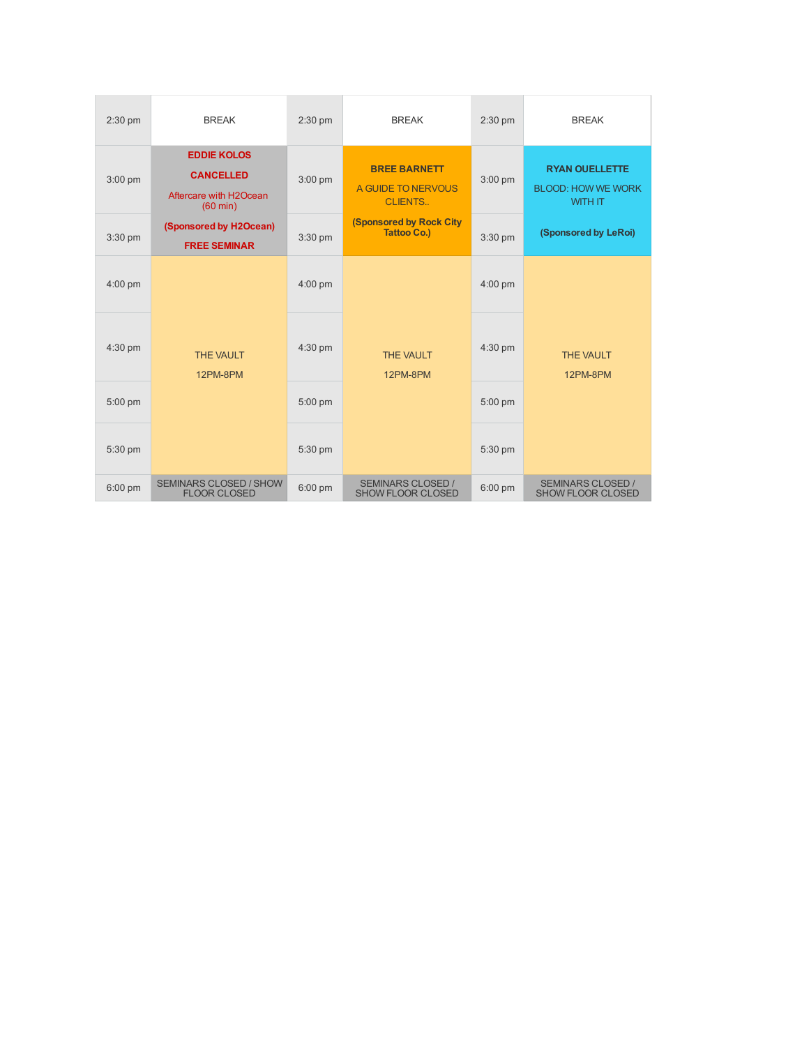| | | | | | |
|---|---|---|---|---|---|
| 2:30 pm | BREAK | 2:30 pm | BREAK | 2:30 pm | BREAK |
| 3:00 pm | **EDDIE KOLOS** **CANCELLED** Aftercare with H2Ocean (60 min) **(Sponsored by H2Ocean)** **FREE SEMINAR** | 3:00 pm | **BREE BARNETT** A GUIDE TO NERVOUS CLIENTS.. **(Sponsored by Rock City Tattoo Co.)** | 3:00 pm | **RYAN OUELLETTE** BLOOD: HOW WE WORK WITH IT **(Sponsored by LeRoi)** |
| 3:30 pm | | 3:30 pm | | 3:30 pm | |
| 4:00 pm | THE VAULT 12PM-8PM | 4:00 pm | THE VAULT 12PM-8PM | 4:00 pm | THE VAULT 12PM-8PM |
| 4:30 pm | | 4:30 pm | | 4:30 pm | |
| 5:00 pm | | 5:00 pm | | 5:00 pm | |
| 5:30 pm | | 5:30 pm | | 5:30 pm | |
| 6:00 pm | SEMINARS CLOSED / SHOW FLOOR CLOSED | 6:00 pm | SEMINARS CLOSED / SHOW FLOOR CLOSED | 6:00 pm | SEMINARS CLOSED / SHOW FLOOR CLOSED |